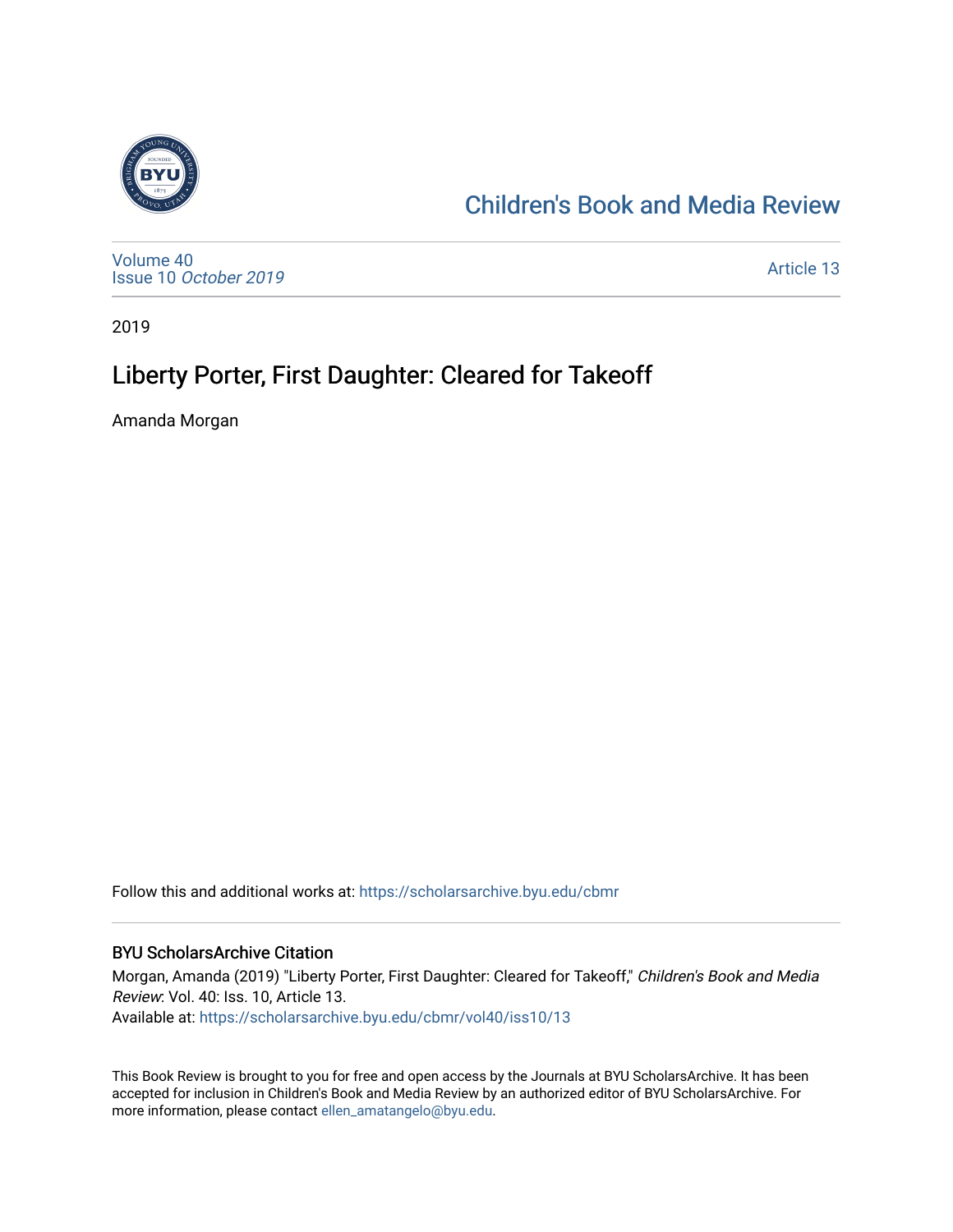Children's Book and Media Review

Volume 40
Issue 10 *October 2019*

Article 13

2019

# Liberty Porter, First Daughter: Cleared for Takeoff

Amanda Morgan

Follow this and additional works at: https://scholarsarchive.byu.edu/cbmr

### BYU ScholarsArchive Citation

Morgan, Amanda (2019) "Liberty Porter, First Daughter: Cleared for Takeoff," *Children's Book and Media Review*: Vol. 40: Iss. 10, Article 13.
Available at: https://scholarsarchive.byu.edu/cbmr/vol40/iss10/13

This Book Review is brought to you for free and open access by the Journals at BYU ScholarsArchive. It has been accepted for inclusion in Children's Book and Media Review by an authorized editor of BYU ScholarsArchive. For more information, please contact ellen_amatangelo@byu.edu.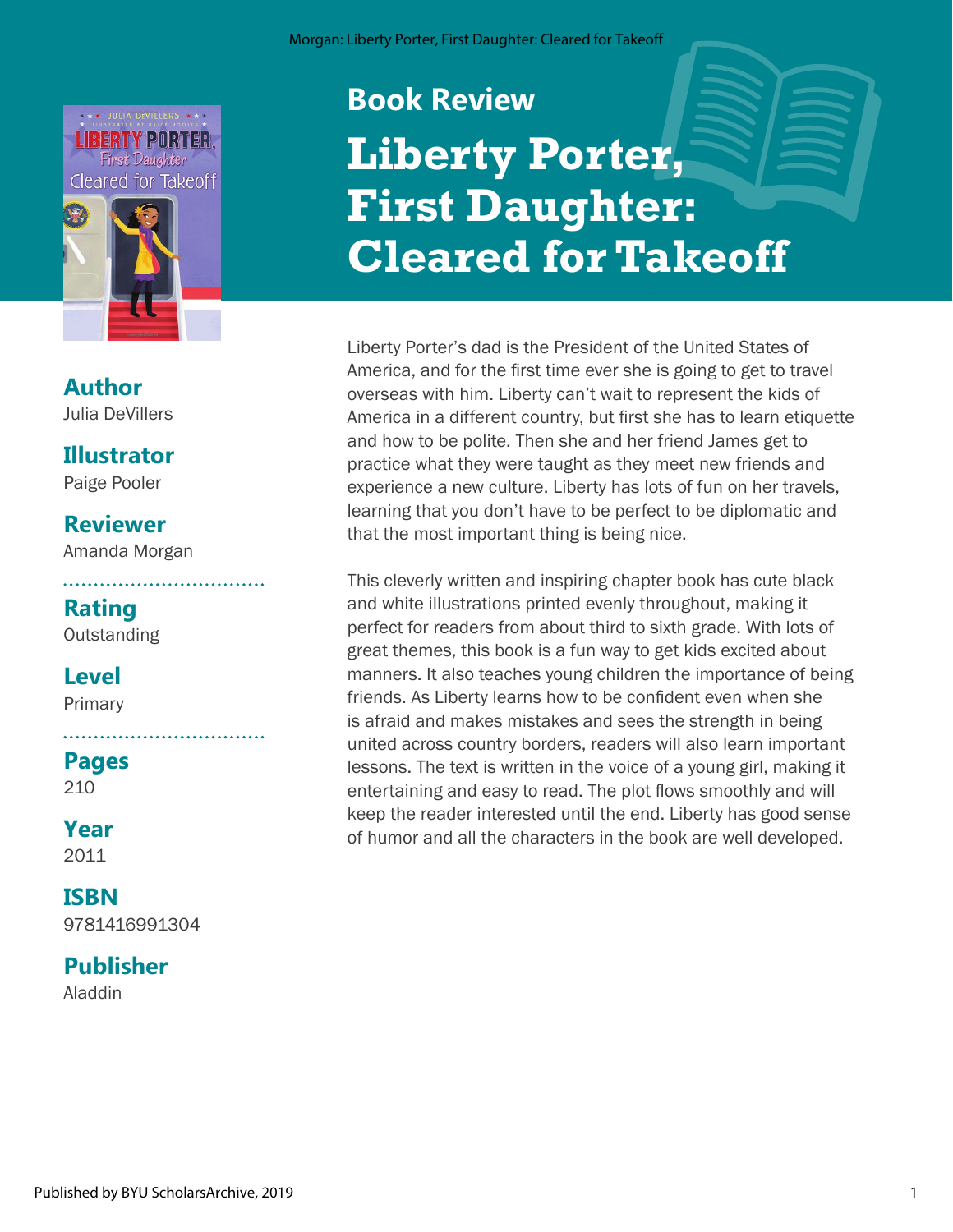## Book Review

# Liberty Porter, First Daughter: Cleared for Takeoff

**Author**
Julia DeVillers

**Illustrator**
Paige Pooler

**Reviewer**
Amanda Morgan

**Rating**
Outstanding

**Level**
Primary

**Pages**
210

**Year**
2011

**ISBN**
9781416991304

**Publisher**
Aladdin

Liberty Porter's dad is the President of the United States of America, and for the first time ever she is going to get to travel overseas with him. Liberty can't wait to represent the kids of America in a different country, but first she has to learn etiquette and how to be polite. Then she and her friend James get to practice what they were taught as they meet new friends and experience a new culture. Liberty has lots of fun on her travels, learning that you don't have to be perfect to be diplomatic and that the most important thing is being nice.

This cleverly written and inspiring chapter book has cute black and white illustrations printed evenly throughout, making it perfect for readers from about third to sixth grade. With lots of great themes, this book is a fun way to get kids excited about manners. It also teaches young children the importance of being friends. As Liberty learns how to be confident even when she is afraid and makes mistakes and sees the strength in being united across country borders, readers will also learn important lessons. The text is written in the voice of a young girl, making it entertaining and easy to read. The plot flows smoothly and will keep the reader interested until the end. Liberty has good sense of humor and all the characters in the book are well developed.